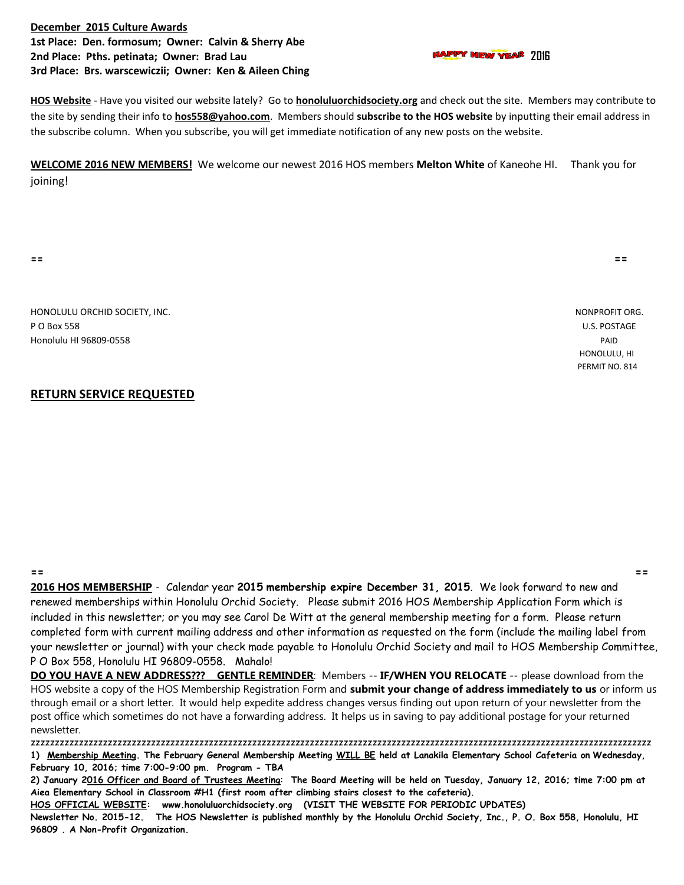**December 2015 Culture Awards**
**1st Place: Den. formosum; Owner: Calvin & Sherry Abe**
**2nd Place: Pths. petinata; Owner: Brad Lau**
**3rd Place: Brs. warscewiczii; Owner: Ken & Aileen Ching**

HAPPY NEW YEAR 2016

**HOS Website** - Have you visited our website lately? Go to **honoluluorchidsociety.org** and check out the site. Members may contribute to the site by sending their info to **hos558@yahoo.com**. Members should **subscribe to the HOS website** by inputting their email address in the subscribe column. When you subscribe, you will get immediate notification of any new posts on the website.

**WELCOME 2016 NEW MEMBERS!** We welcome our newest 2016 HOS members **Melton White** of Kaneohe HI. Thank you for joining!

== ==

HONOLULU ORCHID SOCIETY, INC.
P O Box 558
Honolulu HI 96809-0558

NONPROFIT ORG.
U.S. POSTAGE
PAID
HONOLULU, HI
PERMIT NO. 814

**RETURN SERVICE REQUESTED**

== ==

**2016 HOS MEMBERSHIP** - Calendar year **2015 membership expire December 31, 2015**. We look forward to new and renewed memberships within Honolulu Orchid Society. Please submit 2016 HOS Membership Application Form which is included in this newsletter; or you may see Carol De Witt at the general membership meeting for a form. Please return completed form with current mailing address and other information as requested on the form (include the mailing label from your newsletter or journal) with your check made payable to Honolulu Orchid Society and mail to HOS Membership Committee, P O Box 558, Honolulu HI 96809-0558. Mahalo!

**DO YOU HAVE A NEW ADDRESS??? GENTLE REMINDER**: Members -- **IF/WHEN YOU RELOCATE** -- please download from the HOS website a copy of the HOS Membership Registration Form and **submit your change of address immediately to us** or inform us through email or a short letter. It would help expedite address changes versus finding out upon return of your newsletter from the post office which sometimes do not have a forwarding address. It helps us in saving to pay additional postage for your returned newsletter.

zzzzzzzzzzzzzzzzzzzzzzzzzzzzzzzzzzzzzzzzzzzzzzzzzzzzzzzzzzzzzzzzzzzzzzzzzzzzzzzzzzzzzzzzzzzzzzzzzzzzzzzzzzzzzzzzzzzzzzzzzzzzzz

**1) Membership Meeting. The February General Membership Meeting WILL BE held at Lanakila Elementary School Cafeteria on Wednesday, February 10, 2016; time 7:00-9:00 pm. Program - TBA**

**2) January 2016 Officer and Board of Trustees Meeting: The Board Meeting will be held on Tuesday, January 12, 2016; time 7:00 pm at Aiea Elementary School in Classroom #H1 (first room after climbing stairs closest to the cafeteria).**

**HOS OFFICIAL WEBSITE: www.honoluluorchidsociety.org (VISIT THE WEBSITE FOR PERIODIC UPDATES)**

**Newsletter No. 2015-12. The HOS Newsletter is published monthly by the Honolulu Orchid Society, Inc., P. O. Box 558, Honolulu, HI 96809 . A Non-Profit Organization.**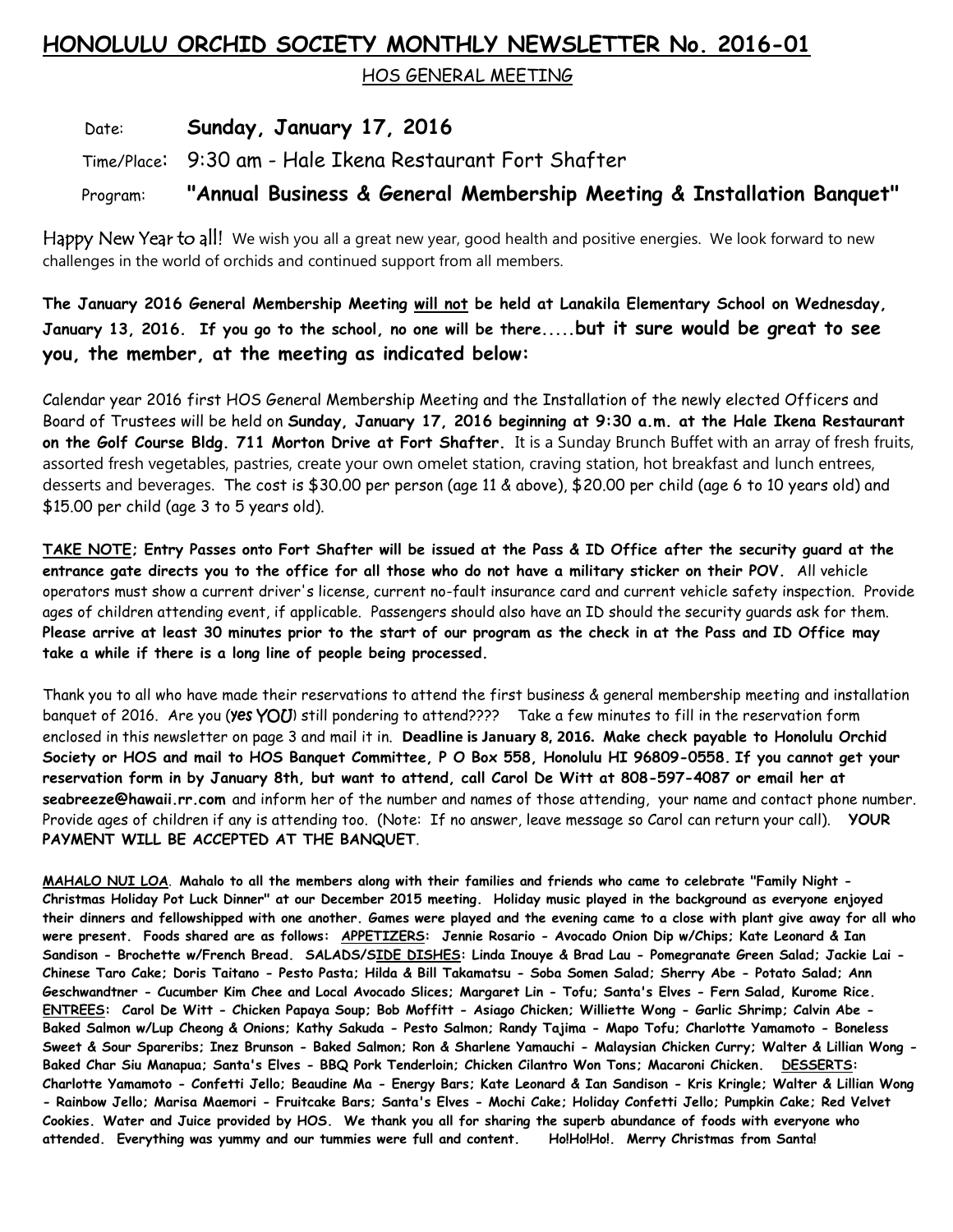# HONOLULU ORCHID SOCIETY MONTHLY NEWSLETTER No. 2016-01

HOS GENERAL MEETING

Date: **Sunday, January 17, 2016**

Time/Place: 9:30 am - Hale Ikena Restaurant Fort Shafter

Program: **"Annual Business & General Membership Meeting & Installation Banquet"**

Happy New Year to all! We wish you all a great new year, good health and positive energies. We look forward to new challenges in the world of orchids and continued support from all members.

**The January 2016 General Membership Meeting will not be held at Lanakila Elementary School on Wednesday, January 13, 2016. If you go to the school, no one will be there.....but it sure would be great to see you, the member, at the meeting as indicated below:**

Calendar year 2016 first HOS General Membership Meeting and the Installation of the newly elected Officers and Board of Trustees will be held on **Sunday, January 17, 2016 beginning at 9:30 a.m. at the Hale Ikena Restaurant on the Golf Course Bldg. 711 Morton Drive at Fort Shafter.** It is a Sunday Brunch Buffet with an array of fresh fruits, assorted fresh vegetables, pastries, create your own omelet station, craving station, hot breakfast and lunch entrees, desserts and beverages. The cost is $30.00 per person (age 11 & above), $20.00 per child (age 6 to 10 years old) and $15.00 per child (age 3 to 5 years old).

**TAKE NOTE; Entry Passes onto Fort Shafter will be issued at the Pass & ID Office after the security guard at the entrance gate directs you to the office for all those who do not have a military sticker on their POV.** All vehicle operators must show a current driver's license, current no-fault insurance card and current vehicle safety inspection. Provide ages of children attending event, if applicable. Passengers should also have an ID should the security guards ask for them. **Please arrive at least 30 minutes prior to the start of our program as the check in at the Pass and ID Office may take a while if there is a long line of people being processed.**

Thank you to all who have made their reservations to attend the first business & general membership meeting and installation banquet of 2016. Are you (yes YOU) still pondering to attend???? Take a few minutes to fill in the reservation form enclosed in this newsletter on page 3 and mail it in. **Deadline is January 8, 2016. Make check payable to Honolulu Orchid Society or HOS and mail to HOS Banquet Committee, P O Box 558, Honolulu HI 96809-0558. If you cannot get your reservation form in by January 8th, but want to attend, call Carol De Witt at 808-597-4087 or email her at seabreeze@hawaii.rr.com** and inform her of the number and names of those attending, your name and contact phone number. Provide ages of children if any is attending too. (Note: If no answer, leave message so Carol can return your call). **YOUR PAYMENT WILL BE ACCEPTED AT THE BANQUET**.

**MAHALO NUI LOA. Mahalo to all the members along with their families and friends who came to celebrate "Family Night - Christmas Holiday Pot Luck Dinner" at our December 2015 meeting. Holiday music played in the background as everyone enjoyed their dinners and fellowshipped with one another. Games were played and the evening came to a close with plant give away for all who were present. Foods shared are as follows: APPETIZERS: Jennie Rosario - Avocado Onion Dip w/Chips; Kate Leonard & Ian Sandison - Brochette w/French Bread. SALADS/SIDE DISHES: Linda Inouye & Brad Lau - Pomegranate Green Salad; Jackie Lai - Chinese Taro Cake; Doris Taitano - Pesto Pasta; Hilda & Bill Takamatsu - Soba Somen Salad; Sherry Abe - Potato Salad; Ann Geschwandtner - Cucumber Kim Chee and Local Avocado Slices; Margaret Lin - Tofu; Santa's Elves - Fern Salad, Kurome Rice. ENTREES: Carol De Witt - Chicken Papaya Soup; Bob Moffitt - Asiago Chicken; Williette Wong - Garlic Shrimp; Calvin Abe - Baked Salmon w/Lup Cheong & Onions; Kathy Sakuda - Pesto Salmon; Randy Tajima - Mapo Tofu; Charlotte Yamamoto - Boneless Sweet & Sour Spareribs; Inez Brunson - Baked Salmon; Ron & Sharlene Yamauchi - Malaysian Chicken Curry; Walter & Lillian Wong - Baked Char Siu Manapua; Santa's Elves - BBQ Pork Tenderloin; Chicken Cilantro Won Tons; Macaroni Chicken. DESSERTS: Charlotte Yamamoto - Confetti Jello; Beaudine Ma - Energy Bars; Kate Leonard & Ian Sandison - Kris Kringle; Walter & Lillian Wong - Rainbow Jello; Marisa Maemori - Fruitcake Bars; Santa's Elves - Mochi Cake; Holiday Confetti Jello; Pumpkin Cake; Red Velvet Cookies. Water and Juice provided by HOS. We thank you all for sharing the superb abundance of foods with everyone who attended. Everything was yummy and our tummies were full and content. Ho!Ho!Ho!. Merry Christmas from Santa!**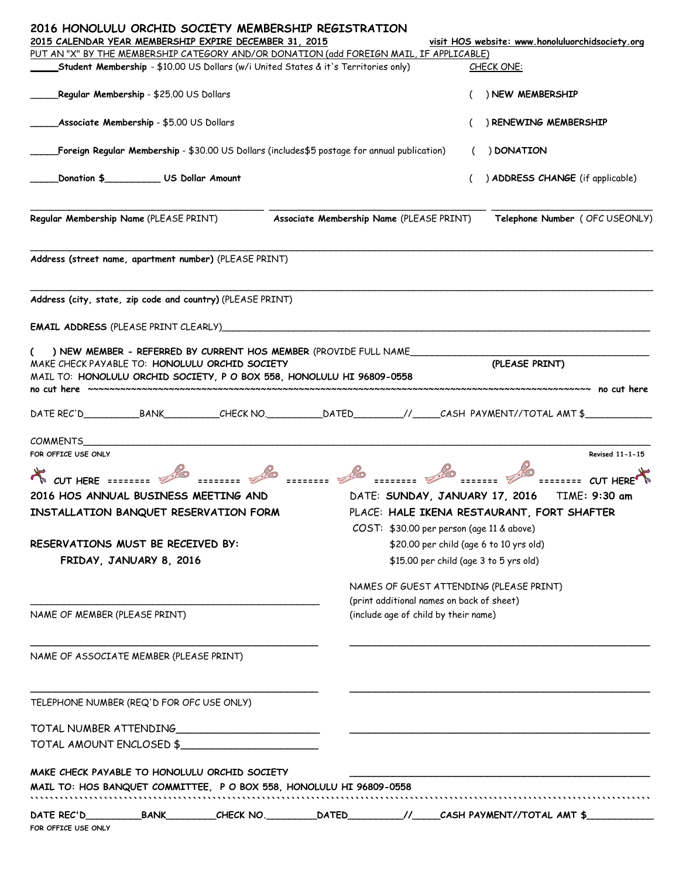# 2016 HONOLULU ORCHID SOCIETY MEMBERSHIP REGISTRATION

**2015 CALENDAR YEAR MEMBERSHIP EXPIRE DECEMBER 31, 2015** visit HOS website: www.honoluluorchidsociety.org

PUT AN "X" BY THE MEMBERSHIP CATEGORY AND/OR DONATION (add FOREIGN MAIL, IF APPLICABLE)

_____ **Student Membership** - $10.00 US Dollars (w/i United States & it's Territories only)

_____ **Regular Membership** - $25.00 US Dollars

_____ **Associate Membership** - $5.00 US Dollars

_____ **Foreign Regular Membership** - $30.00 US Dollars (includes$5 postage for annual publication)

_____ **Donation $**__________ **US Dollar Amount**

CHECK ONE:

( ) **NEW MEMBERSHIP**

( ) **RENEWING MEMBERSHIP**

( ) **DONATION**

( ) **ADDRESS CHANGE** (if applicable)

_______________ **Regular Membership Name** (PLEASE PRINT) _______________ **Associate Membership Name** (PLEASE PRINT) _______________ **Telephone Number** ( OFC USEONLY)

_______________________________________________

**Address (street name, apartment number)** (PLEASE PRINT)

_______________________________________________

**Address (city, state, zip code and country)** (PLEASE PRINT)

**EMAIL ADDRESS** (PLEASE PRINT CLEARLY)_______________________________________________

( ) **NEW MEMBER - REFERRED BY CURRENT HOS MEMBER** (PROVIDE FULL NAME_______________________________ **(PLEASE PRINT)**

MAKE CHECK PAYABLE TO: **HONOLULU ORCHID SOCIETY**

MAIL TO: **HONOLULU ORCHID SOCIETY, P O BOX 558, HONOLULU HI 96809-0558**

**no cut here** ~~~~~~~~~~~~~~~~~~~~~~~~~~~~~~~~~~~~~~~~~~~~~~~~~~~~~~~~~~~~~~~~~~ **no cut here**

DATE REC'D__________BANK__________CHECK NO.__________DATED_________//_____CASH PAYMENT//TOTAL AMT $____________

COMMENTS_______________________________________________

FOR OFFICE USE ONLY

Revised 11-1-15

CUT HERE ======== ======== ======== ======== ======= ======== CUT HERE

## 2016 HOS ANNUAL BUSINESS MEETING AND INSTALLATION BANQUET RESERVATION FORM

DATE: **SUNDAY, JANUARY 17, 2016** TIME: **9:30 am**

PLACE: **HALE IKENA RESTAURANT, FORT SHAFTER**

COST: $30.00 per person (age 11 & above)
$20.00 per child (age 6 to 10 yrs old)
$15.00 per child (age 3 to 5 yrs old)

**RESERVATIONS MUST BE RECEIVED BY:**
**FRIDAY, JANUARY 8, 2016**

NAMES OF GUEST ATTENDING (PLEASE PRINT)
(print additional names on back of sheet)
(include age of child by their name)

_______________________________________________
NAME OF MEMBER (PLEASE PRINT)

_______________________________________________
NAME OF ASSOCIATE MEMBER (PLEASE PRINT)

_______________________________________________
TELEPHONE NUMBER (REQ'D FOR OFC USE ONLY)

TOTAL NUMBER ATTENDING_______________________

TOTAL AMOUNT ENCLOSED $_______________________

_______________________________________________

_______________________________________________

_______________________________________________

_______________________________________________

**MAKE CHECK PAYABLE TO HONOLULU ORCHID SOCIETY**

**MAIL TO: HOS BANQUET COMMITTEE, P O BOX 558, HONOLULU HI 96809-0558**

**DATE REC'D**_________**BANK**_________**CHECK NO.**_________**DATED**__________**//**_____**CASH PAYMENT//TOTAL AMT $**____________

FOR OFFICE USE ONLY